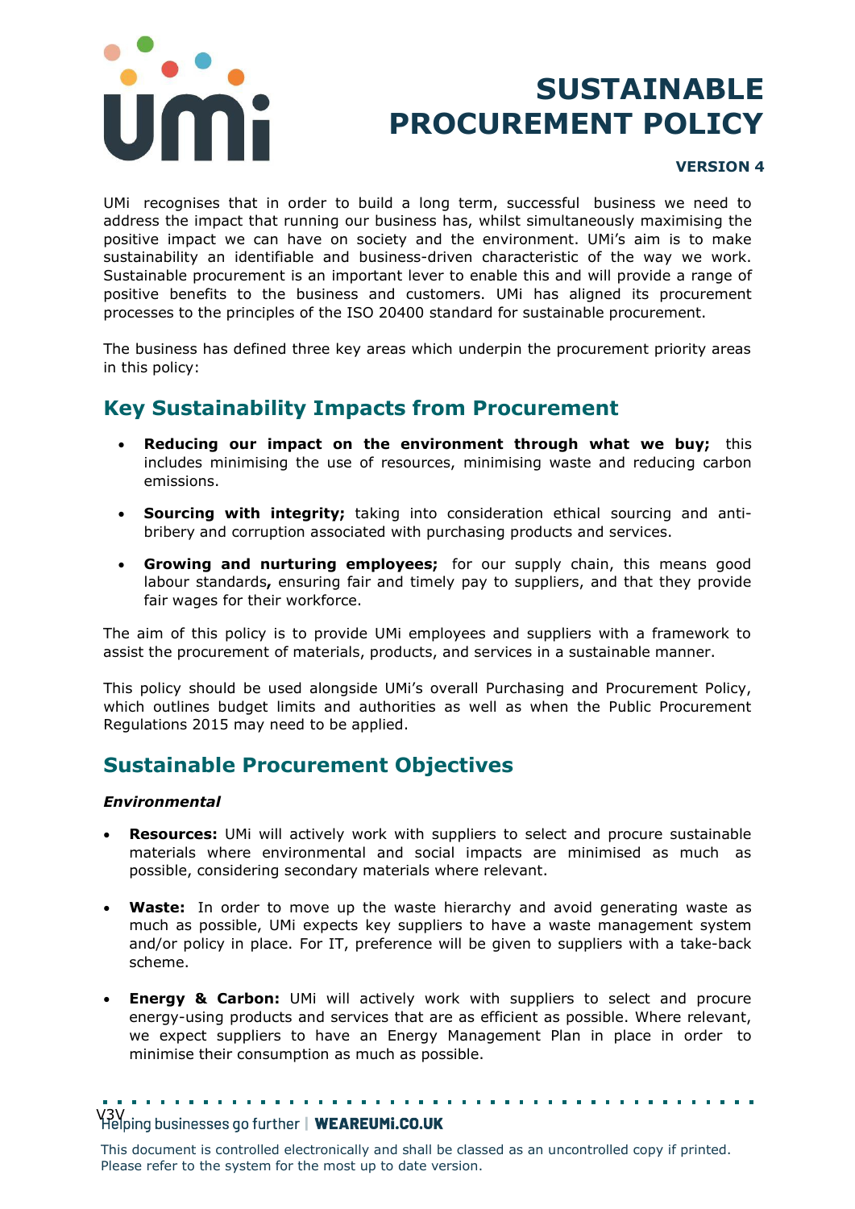# SUSTAINABLE PROCUREMENT POLICY

**VERSION 4**

UMi recognises that in order to build a long term, successful business we need to address the impact that running our business has, whilst simultaneously maximising the positive impact we can have on society and the environment. UMi's aim is to make sustainability an identifiable and business-driven characteristic of the way we work. Sustainable procurement is an important lever to enable this and will provide a range of positive benefits to the business and customers. UMi has aligned its procurement processes to the principles of the ISO 20400 standard for sustainable procurement.

The business has defined three key areas which underpin the procurement priority areas in this policy:

## Key Sustainability Impacts from Procurement

- **Reducing our impact on the environment through what we buy;** this includes minimising the use of resources, minimising waste and reducing carbon emissions.
- **Sourcing with integrity;** taking into consideration ethical sourcing and anti-bribery and corruption associated with purchasing products and services.
- **Growing and nurturing employees;** for our supply chain, this means good labour standards**,** ensuring fair and timely pay to suppliers, and that they provide fair wages for their workforce.

The aim of this policy is to provide UMi employees and suppliers with a framework to assist the procurement of materials, products, and services in a sustainable manner.

This policy should be used alongside UMi's overall Purchasing and Procurement Policy, which outlines budget limits and authorities as well as when the Public Procurement Regulations 2015 may need to be applied.

## Sustainable Procurement Objectives

***Environmental***

- **Resources:** UMi will actively work with suppliers to select and procure sustainable materials where environmental and social impacts are minimised as much as possible, considering secondary materials where relevant.
- **Waste:** In order to move up the waste hierarchy and avoid generating waste as much as possible, UMi expects key suppliers to have a waste management system and/or policy in place. For IT, preference will be given to suppliers with a take-back scheme.
- **Energy & Carbon:** UMi will actively work with suppliers to select and procure energy-using products and services that are as efficient as possible. Where relevant, we expect suppliers to have an Energy Management Plan in place in order to minimise their consumption as much as possible.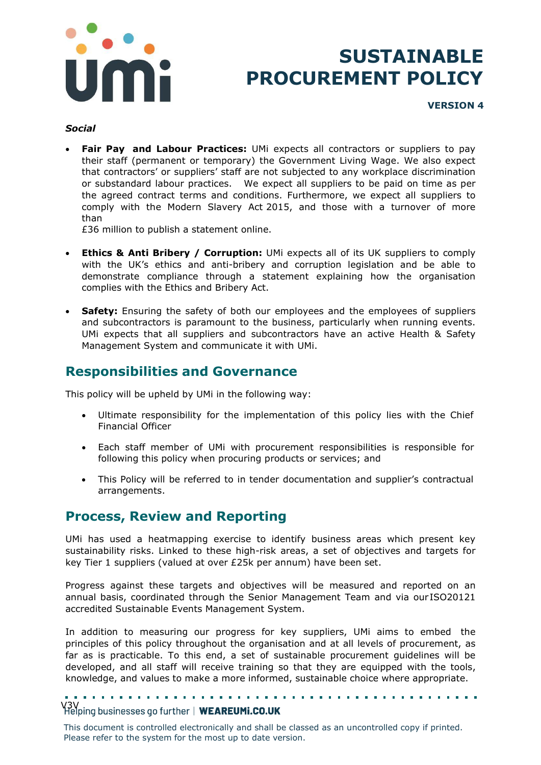*Social*

- **Fair Pay and Labour Practices:** UMi expects all contractors or suppliers to pay their staff (permanent or temporary) the Government Living Wage. We also expect that contractors' or suppliers' staff are not subjected to any workplace discrimination or substandard labour practices. We expect all suppliers to be paid on time as per the agreed contract terms and conditions. Furthermore, we expect all suppliers to comply with the Modern Slavery Act 2015, and those with a turnover of more than £36 million to publish a statement online.

- **Ethics & Anti Bribery / Corruption:** UMi expects all of its UK suppliers to comply with the UK's ethics and anti-bribery and corruption legislation and be able to demonstrate compliance through a statement explaining how the organisation complies with the Ethics and Bribery Act.

- **Safety:** Ensuring the safety of both our employees and the employees of suppliers and subcontractors is paramount to the business, particularly when running events. UMi expects that all suppliers and subcontractors have an active Health & Safety Management System and communicate it with UMi.

## Responsibilities and Governance

This policy will be upheld by UMi in the following way:

- Ultimate responsibility for the implementation of this policy lies with the Chief Financial Officer

- Each staff member of UMi with procurement responsibilities is responsible for following this policy when procuring products or services; and

- This Policy will be referred to in tender documentation and supplier's contractual arrangements.

## Process, Review and Reporting

UMi has used a heatmapping exercise to identify business areas which present key sustainability risks. Linked to these high-risk areas, a set of objectives and targets for key Tier 1 suppliers (valued at over £25k per annum) have been set.

Progress against these targets and objectives will be measured and reported on an annual basis, coordinated through the Senior Management Team and via our ISO20121 accredited Sustainable Events Management System.

In addition to measuring our progress for key suppliers, UMi aims to embed the principles of this policy throughout the organisation and at all levels of procurement, as far as is practicable. To this end, a set of sustainable procurement guidelines will be developed, and all staff will receive training so that they are equipped with the tools, knowledge, and values to make a more informed, sustainable choice where appropriate.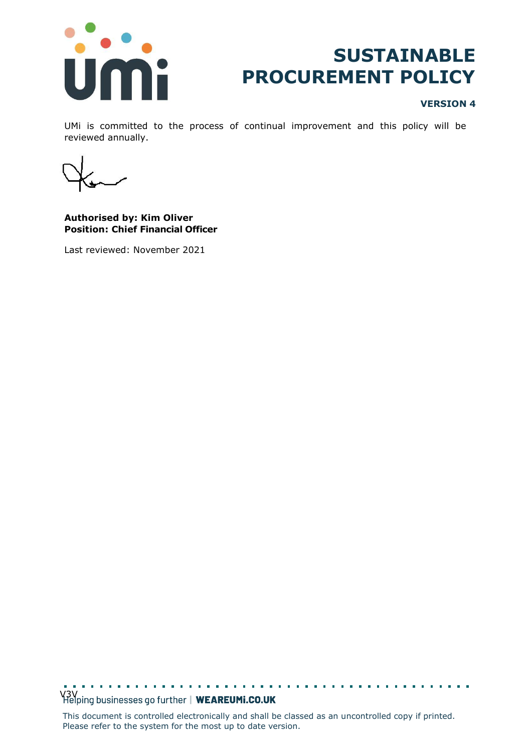# SUSTAINABLE PROCUREMENT POLICY

**VERSION 4**

UMi is committed to the process of continual improvement and this policy will be reviewed annually.

**Authorised by: Kim Oliver**
**Position: Chief Financial Officer**

Last reviewed: November 2021